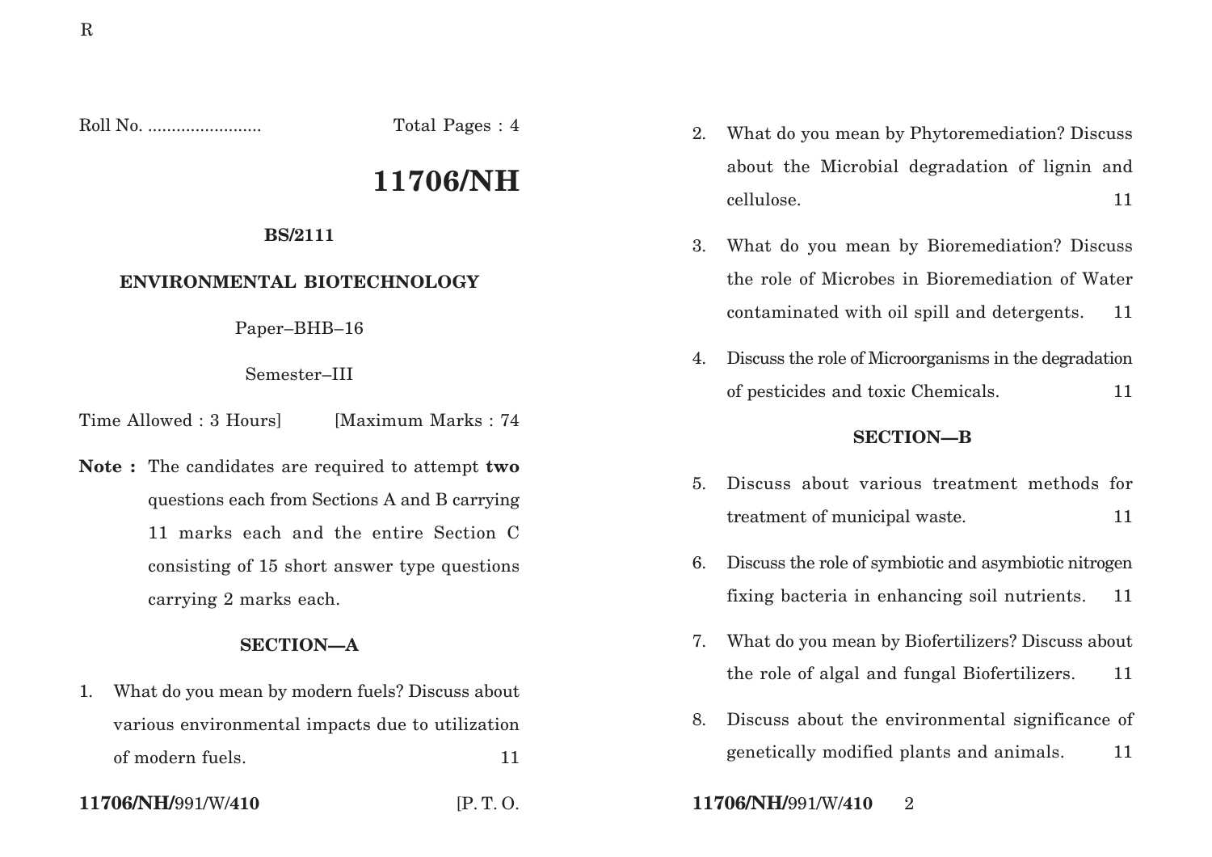Roll No. ........................ Total Pages : 4

# 11706/NH

**BS/2111**

**ENVIRONMENTAL BIOTECHNOLOGY**

Paper–BHB–16

Semester–III

Time Allowed : 3 Hours] [Maximum Marks : 74

**Note :** The candidates are required to attempt **two** questions each from Sections A and B carrying 11 marks each and the entire Section C consisting of 15 short answer type questions carrying 2 marks each.

## SECTION—A

1. What do you mean by modern fuels? Discuss about various environmental impacts due to utilization of modern fuels. 11

2. What do you mean by Phytoremediation? Discuss about the Microbial degradation of lignin and cellulose. 11

3. What do you mean by Bioremediation? Discuss the role of Microbes in Bioremediation of Water contaminated with oil spill and detergents. 11

4. Discuss the role of Microorganisms in the degradation of pesticides and toxic Chemicals. 11

## SECTION—B

5. Discuss about various treatment methods for treatment of municipal waste. 11

6. Discuss the role of symbiotic and asymbiotic nitrogen fixing bacteria in enhancing soil nutrients. 11

7. What do you mean by Biofertilizers? Discuss about the role of algal and fungal Biofertilizers. 11

8. Discuss about the environmental significance of genetically modified plants and animals. 11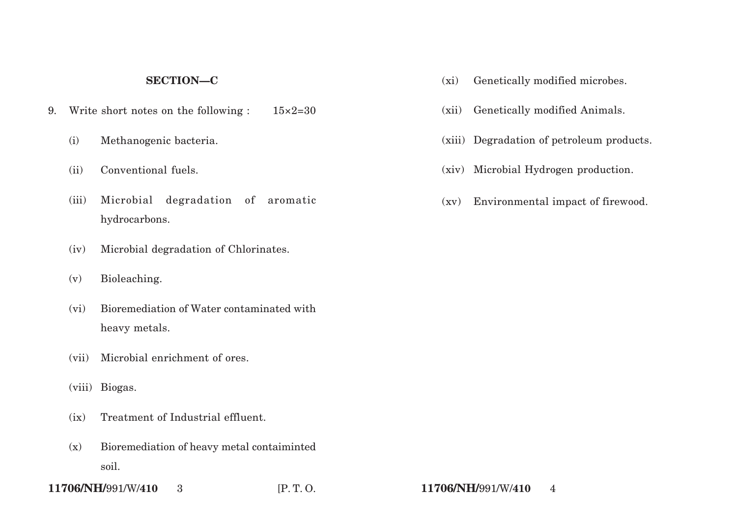## SECTION—C

9. Write short notes on the following : 15×2=30

   (i) Methanogenic bacteria.

   (ii) Conventional fuels.

   (iii) Microbial degradation of aromatic hydrocarbons.

   (iv) Microbial degradation of Chlorinates.

   (v) Bioleaching.

   (vi) Bioremediation of Water contaminated with heavy metals.

   (vii) Microbial enrichment of ores.

   (viii) Biogas.

   (ix) Treatment of Industrial effluent.

   (x) Bioremediation of heavy metal contaiminted soil.

   (xi) Genetically modified microbes.

   (xii) Genetically modified Animals.

   (xiii) Degradation of petroleum products.

   (xiv) Microbial Hydrogen production.

   (xv) Environmental impact of firewood.